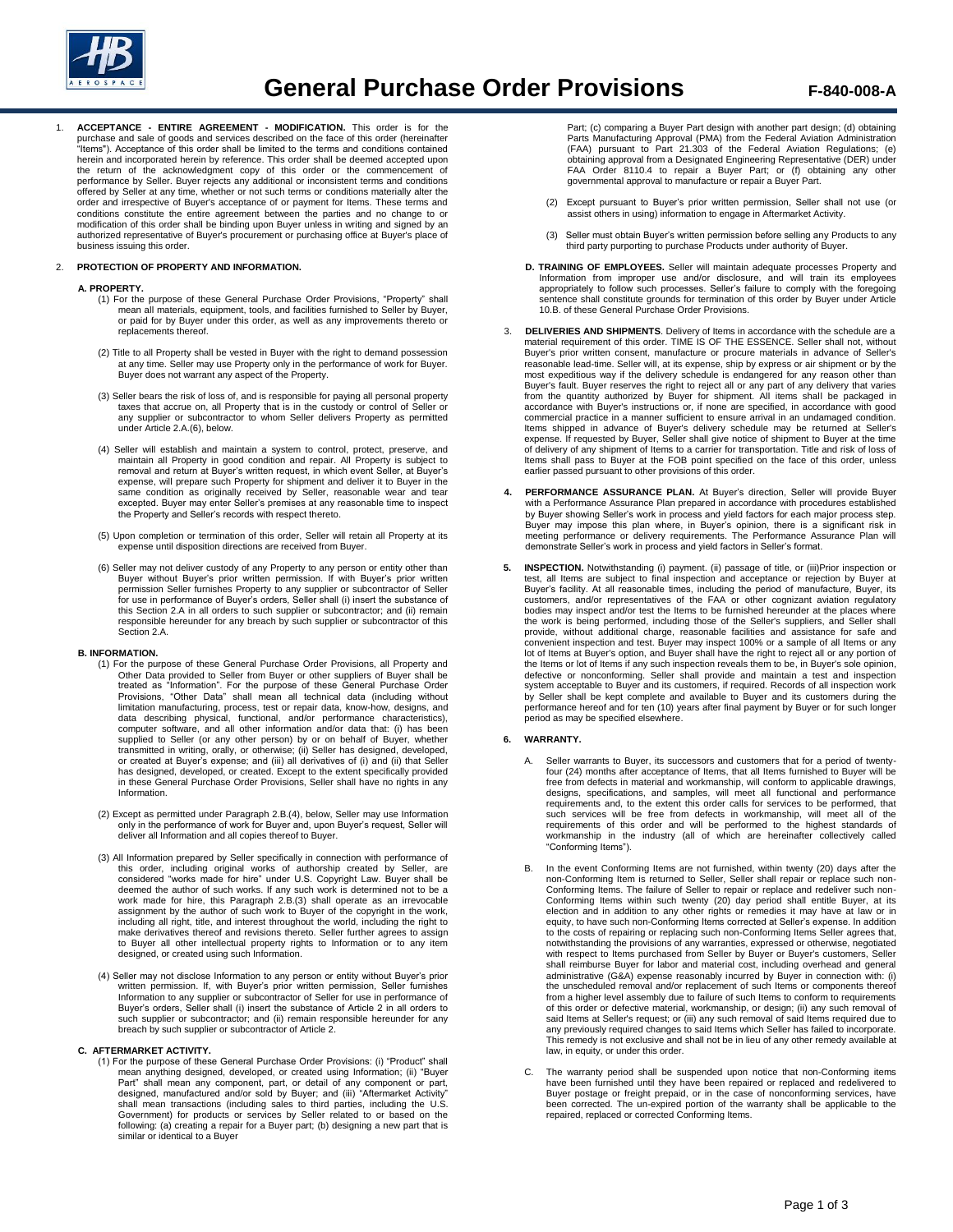# General Purchase Order Provisions

**F-840-008-A**

1. **ACCEPTANCE - ENTIRE AGREEMENT - MODIFICATION.** This order is for the purchase and sale of goods and services described on the face of this order (hereinafter "Items"). Acceptance of this order shall be limited to the terms and conditions contained herein and incorporated herein by reference. This order shall be deemed accepted upon the return of the acknowledgment copy of this order or the commencement of performance by Seller. Buyer rejects any additional or inconsistent terms and conditions offered by Seller at any time, whether or not such terms or conditions materially alter the order and irrespective of Buyer's acceptance of or payment for Items. These terms and conditions constitute the entire agreement between the parties and no change to or modification of this order shall be binding upon Buyer unless in writing and signed by an authorized representative of Buyer's procurement or purchasing office at Buyer's place of business issuing this order.

2. **PROTECTION OF PROPERTY AND INFORMATION.**

**A. PROPERTY.**

(1) For the purpose of these General Purchase Order Provisions, "Property" shall mean all materials, equipment, tools, and facilities furnished to Seller by Buyer, or paid for by Buyer under this order, as well as any improvements thereto or replacements thereof.

(2) Title to all Property shall be vested in Buyer with the right to demand possession at any time. Seller may use Property only in the performance of work for Buyer. Buyer does not warrant any aspect of the Property.

(3) Seller bears the risk of loss of, and is responsible for paying all personal property taxes that accrue on, all Property that is in the custody or control of Seller or any supplier or subcontractor to whom Seller delivers Property as permitted under Article 2.A.(6), below.

(4) Seller will establish and maintain a system to control, protect, preserve, and maintain all Property in good condition and repair. All Property is subject to removal and return at Buyer's written request, in which event Seller, at Buyer's expense, will prepare such Property for shipment and deliver it to Buyer in the same condition as originally received by Seller, reasonable wear and tear excepted. Buyer may enter Seller's premises at any reasonable time to inspect the Property and Seller's records with respect thereto.

(5) Upon completion or termination of this order, Seller will retain all Property at its expense until disposition directions are received from Buyer.

(6) Seller may not deliver custody of any Property to any person or entity other than Buyer without Buyer's prior written permission. If with Buyer's prior written permission Seller furnishes Property to any supplier or subcontractor of Seller for use in performance of Buyer's orders, Seller shall (i) insert the substance of this Section 2.A in all orders to such supplier or subcontractor; and (ii) remain responsible hereunder for any breach by such supplier or subcontractor of this Section 2.A.

**B. INFORMATION.**

(1) For the purpose of these General Purchase Order Provisions, all Property and Other Data provided to Seller from Buyer or other suppliers of Buyer shall be treated as "Information". For the purpose of these General Purchase Order Provisions, "Other Data" shall mean all technical data (including without limitation manufacturing, process, test or repair data, know-how, designs, and data describing physical, functional, and/or performance characteristics), computer software, and all other information and/or data that: (i) has been supplied to Seller (or any other person) by or on behalf of Buyer, whether transmitted in writing, orally, or otherwise; (ii) Seller has designed, developed, or created at Buyer's expense; and (iii) all derivatives of (i) and (ii) that Seller has designed, developed, or created. Except to the extent specifically provided in these General Purchase Order Provisions, Seller shall have no rights in any Information.

(2) Except as permitted under Paragraph 2.B.(4), below, Seller may use Information only in the performance of work for Buyer and, upon Buyer's request, Seller will deliver all Information and all copies thereof to Buyer.

(3) All Information prepared by Seller specifically in connection with performance of this order, including original works of authorship created by Seller, are considered "works made for hire" under U.S. Copyright Law. Buyer shall be deemed the author of such works. If any such work is determined not to be a work made for hire, this Paragraph 2.B.(3) shall operate as an irrevocable assignment by the author of such work to Buyer of the copyright in the work, including all right, title, and interest throughout the world, including the right to make derivatives thereof and revisions thereto. Seller further agrees to assign to Buyer all other intellectual property rights to Information or to any item designed, or created using such Information.

(4) Seller may not disclose Information to any person or entity without Buyer's prior written permission. If, with Buyer's prior written permission, Seller furnishes Information to any supplier or subcontractor of Seller for use in performance of Buyer's orders, Seller shall (i) insert the substance of Article 2 in all orders to such supplier or subcontractor; and (ii) remain responsible hereunder for any breach by such supplier or subcontractor of Article 2.

**C. AFTERMARKET ACTIVITY.**

(1) For the purpose of these General Purchase Order Provisions: (i) "Product" shall mean anything designed, developed, or created using Information; (ii) "Buyer Part" shall mean any component, part, or detail of any component or part, designed, manufactured and/or sold by Buyer; and (iii) "Aftermarket Activity" shall mean transactions (including sales to third parties, including the U.S. Government) for products or services by Seller related to or based on the following: (a) creating a repair for a Buyer part; (b) designing a new part that is similar or identical to a Buyer Part; (c) comparing a Buyer Part design with another part design; (d) obtaining Parts Manufacturing Approval (PMA) from the Federal Aviation Administration (FAA) pursuant to Part 21.303 of the Federal Aviation Regulations; (e) obtaining approval from a Designated Engineering Representative (DER) under FAA Order 8110.4 to repair a Buyer Part; or (f) obtaining any other governmental approval to manufacture or repair a Buyer Part.

(2) Except pursuant to Buyer's prior written permission, Seller shall not use (or assist others in using) information to engage in Aftermarket Activity.

(3) Seller must obtain Buyer's written permission before selling any Products to any third party purporting to purchase Products under authority of Buyer.

**D. TRAINING OF EMPLOYEES.** Seller will maintain adequate processes Property and Information from improper use and/or disclosure, and will train its employees appropriately to follow such processes. Seller's failure to comply with the foregoing sentence shall constitute grounds for termination of this order by Buyer under Article 10.B. of these General Purchase Order Provisions.

3. **DELIVERIES AND SHIPMENTS**. Delivery of Items in accordance with the schedule are a material requirement of this order. TIME IS OF THE ESSENCE. Seller shall not, without Buyer's prior written consent, manufacture or procure materials in advance of Seller's reasonable lead-time. Seller will, at its expense, ship by express or air shipment or by the most expeditious way if the delivery schedule is endangered for any reason other than Buyer's fault. Buyer reserves the right to reject all or any part of any delivery that varies from the quantity authorized by Buyer for shipment. All items shall be packaged in accordance with Buyer's instructions or, if none are specified, in accordance with good commercial practice in a manner sufficient to ensure arrival in an undamaged condition. Items shipped in advance of Buyer's delivery schedule may be returned at Seller's expense. If requested by Buyer, Seller shall give notice of shipment to Buyer at the time of delivery of any shipment of Items to a carrier for transportation. Title and risk of loss of Items shall pass to Buyer at the FOB point specified on the face of this order, unless earlier passed pursuant to other provisions of this order.

4. **PERFORMANCE ASSURANCE PLAN.** At Buyer's direction, Seller will provide Buyer with a Performance Assurance Plan prepared in accordance with procedures established by Buyer showing Seller's work in process and yield factors for each major process step. Buyer may impose this plan where, in Buyer's opinion, there is a significant risk in meeting performance or delivery requirements. The Performance Assurance Plan will demonstrate Seller's work in process and yield factors in Seller's format.

5. **INSPECTION.** Notwithstanding (i) payment. (ii) passage of title, or (iii)Prior inspection or test, all Items are subject to final inspection and acceptance or rejection by Buyer at Buyer's facility. At all reasonable times, including the period of manufacture, Buyer, its customers, and/or representatives of the FAA or other cognizant aviation regulatory bodies may inspect and/or test the Items to be furnished hereunder at the places where the work is being performed, including those of the Seller's suppliers, and Seller shall provide, without additional charge, reasonable facilities and assistance for safe and convenient inspection and test. Buyer may inspect 100% or a sample of all Items or any lot of Items at Buyer's option, and Buyer shall have the right to reject all or any portion of the Items or lot of Items if any such inspection reveals them to be, in Buyer's sole opinion, defective or nonconforming. Seller shall provide and maintain a test and inspection system acceptable to Buyer and its customers, if required. Records of all inspection work by Seller shall be kept complete and available to Buyer and its customers during the performance hereof and for ten (10) years after final payment by Buyer or for such longer period as may be specified elsewhere.

6. **WARRANTY.**

A. Seller warrants to Buyer, its successors and customers that for a period of twenty-four (24) months after acceptance of Items, that all Items furnished to Buyer will be free from defects in material and workmanship, will conform to applicable drawings, designs, specifications, and samples, will meet all functional and performance requirements and, to the extent this order calls for services to be performed, that such services will be free from defects in workmanship, will meet all of the requirements of this order and will be performed to the highest standards of workmanship in the industry (all of which are hereinafter collectively called "Conforming Items").

B. In the event Conforming Items are not furnished, within twenty (20) days after the non-Conforming Item is returned to Seller, Seller shall repair or replace such non-Conforming Items. The failure of Seller to repair or replace and redeliver such non-Conforming Items within such twenty (20) day period shall entitle Buyer, at its election and in addition to any other rights or remedies it may have at law or in equity, to have such non-Conforming Items corrected at Seller's expense. In addition to the costs of repairing or replacing such non-Conforming Items Seller agrees that, notwithstanding the provisions of any warranties, expressed or otherwise, negotiated with respect to Items purchased from Seller by Buyer or Buyer's customers, Seller shall reimburse Buyer for labor and material cost, including overhead and general administrative (G&A) expense reasonably incurred by Buyer in connection with: (i) the unscheduled removal and/or replacement of such Items or components thereof from a higher level assembly due to failure of such Items to conform to requirements of this order or defective material, workmanship, or design; (ii) any such removal of said Items at Seller's request; or (iii) any such removal of said Items required due to any previously required changes to said Items which Seller has failed to incorporate. This remedy is not exclusive and shall not be in lieu of any other remedy available at law, in equity, or under this order.

C. The warranty period shall be suspended upon notice that non-Conforming items have been furnished until they have been repaired or replaced and redelivered to Buyer postage or freight prepaid, or in the case of nonconforming services, have been corrected. The un-expired portion of the warranty shall be applicable to the repaired, replaced or corrected Conforming Items.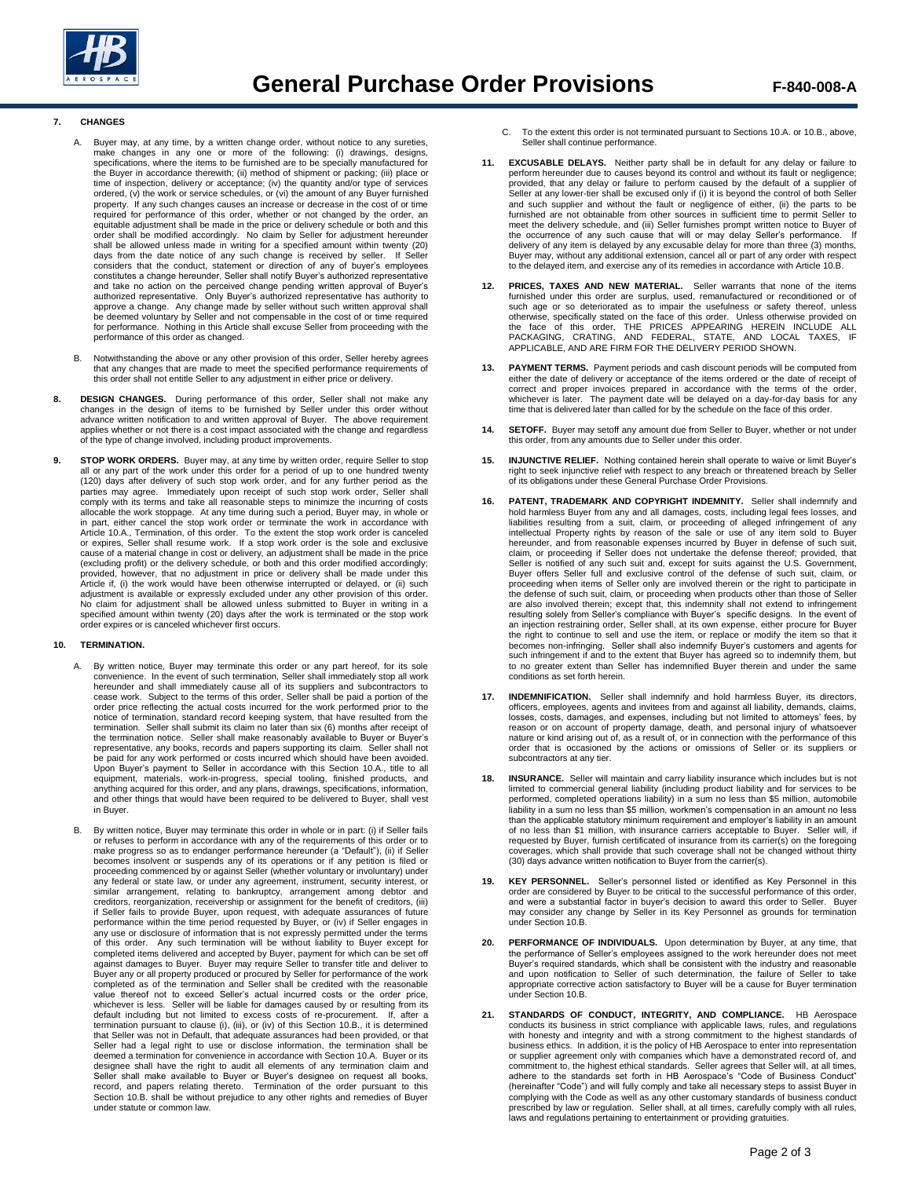# General Purchase Order Provisions

F-840-008-A

**7. CHANGES**

A. Buyer may, at any time, by a written change order, without notice to any sureties, make changes in any one or more of the following: (i) drawings, designs, specifications, where the items to be furnished are to be specially manufactured for the Buyer in accordance therewith; (ii) method of shipment or packing; (iii) place or time of inspection, delivery or acceptance; (iv) the quantity and/or type of services ordered, (v) the work or service schedules, or (vi) the amount of any Buyer furnished property. If any such changes causes an increase or decrease in the cost of or time required for performance of this order, whether or not changed by the order, an equitable adjustment shall be made in the price or delivery schedule or both and this order shall be modified accordingly. No claim by Seller for adjustment hereunder shall be allowed unless made in writing for a specified amount within twenty (20) days from the date notice of any such change is received by seller. If Seller considers that the conduct, statement or direction of any of buyer's employees constitutes a change hereunder, Seller shall notify Buyer's authorized representative and take no action on the perceived change pending written approval of Buyer's authorized representative. Only Buyer's authorized representative has authority to approve a change. Any change made by seller without such written approval shall be deemed voluntary by Seller and not compensable in the cost of or time required for performance. Nothing in this Article shall excuse Seller from proceeding with the performance of this order as changed.

B. Notwithstanding the above or any other provision of this order, Seller hereby agrees that any changes that are made to meet the specified performance requirements of this order shall not entitle Seller to any adjustment in either price or delivery.

**8. DESIGN CHANGES.** During performance of this order, Seller shall not make any changes in the design of items to be furnished by Seller under this order without advance written notification to and written approval of Buyer. The above requirement applies whether or not there is a cost impact associated with the change and regardless of the type of change involved, including product improvements.

**9. STOP WORK ORDERS.** Buyer may, at any time by written order, require Seller to stop all or any part of the work under this order for a period of up to one hundred twenty (120) days after delivery of such stop work order, and for any further period as the parties may agree. Immediately upon receipt of such stop work order, Seller shall comply with its terms and take all reasonable steps to minimize the incurring of costs allocable the work stoppage. At any time during such a period, Buyer may, in whole or in part, either cancel the stop work order or terminate the work in accordance with Article 10.A., Termination, of this order. To the extent the stop work order is canceled or expires, Seller shall resume work. If a stop work order is the sole and exclusive cause of a material change in cost or delivery, an adjustment shall be made in the price (excluding profit) or the delivery schedule, or both and this order modified accordingly; provided, however, that no adjustment in price or delivery shall be made under this Article if, (i) the work would have been otherwise interrupted or delayed, or (ii) such adjustment is available or expressly excluded under any other provision of this order. No claim for adjustment shall be allowed unless submitted to Buyer in writing in a specified amount within twenty (20) days after the work is terminated or the stop work order expires or is canceled whichever first occurs.

**10. TERMINATION.**

A. By written notice, Buyer may terminate this order or any part hereof, for its sole convenience. In the event of such termination, Seller shall immediately stop all work hereunder and shall immediately cause all of its suppliers and subcontractors to cease work. Subject to the terms of this order, Seller shall be paid a portion of the order price reflecting the actual costs incurred for the work performed prior to the notice of termination, standard record keeping system, that have resulted from the termination. Seller shall submit its claim no later than six (6) months after receipt of the termination notice. Seller shall make reasonably available to Buyer or Buyer's representative, any books, records and papers supporting its claim. Seller shall not be paid for any work performed or costs incurred which should have been avoided. Upon Buyer's payment to Seller in accordance with this Section 10.A., title to all equipment, materials, work-in-progress, special tooling, finished products, and anything acquired for this order, and any plans, drawings, specifications, information, and other things that would have been required to be delivered to Buyer, shall vest in Buyer.

B. By written notice, Buyer may terminate this order in whole or in part: (i) if Seller fails or refuses to perform in accordance with any of the requirements of this order or to make progress so as to endanger performance hereunder (a "Default"), (ii) if Seller becomes insolvent or suspends any of its operations or if any petition is filed or proceeding commenced by or against Seller (whether voluntary or involuntary) under any federal or state law, or under any agreement, instrument, security interest, or similar arrangement, relating to bankruptcy, arrangement among debtor and creditors, reorganization, receivership or assignment for the benefit of creditors, (iii) if Seller fails to provide Buyer, upon request, with adequate assurances of future performance within the time period requested by Buyer, or (iv) if Seller engages in any use or disclosure of information that is not expressly permitted under the terms of this order. Any such termination will be without liability to Buyer except for completed items delivered and accepted by Buyer, payment for which can be set off against damages to Buyer. Buyer may require Seller to transfer title and deliver to Buyer any or all property produced or procured by Seller for performance of the work completed as of the termination and Seller shall be credited with the reasonable value thereof not to exceed Seller's actual incurred costs or the order price, whichever is less. Seller will be liable for damages caused by or resulting from its default including but not limited to excess costs of re-procurement. If, after a termination pursuant to clause (i), (iii), or (iv) of this Section 10.B., it is determined that Seller was not in Default, that adequate assurances had been provided, or that Seller had a legal right to use or disclose information, the termination shall be deemed a termination for convenience in accordance with Section 10.A. Buyer or its designee shall have the right to audit all elements of any termination claim and Seller shall make available to Buyer or Buyer's designee on request all books, record, and papers relating thereto. Termination of the order pursuant to this Section 10.B. shall be without prejudice to any other rights and remedies of Buyer under statute or common law.

C. To the extent this order is not terminated pursuant to Sections 10.A. or 10.B., above, Seller shall continue performance.

**11. EXCUSABLE DELAYS.** Neither party shall be in default for any delay or failure to perform hereunder due to causes beyond its control and without its fault or negligence; provided, that any delay or failure to perform caused by the default of a supplier of Seller at any lower-tier shall be excused only if (i) it is beyond the control of both Seller and such supplier and without the fault or negligence of either, (ii) the parts to be furnished are not obtainable from other sources in sufficient time to permit Seller to meet the delivery schedule, and (iii) Seller furnishes prompt written notice to Buyer of the occurrence of any such cause that will or may delay Seller's performance. If delivery of any item is delayed by any excusable delay for more than three (3) months, Buyer may, without any additional extension, cancel all or part of any order with respect to the delayed item, and exercise any of its remedies in accordance with Article 10.B.

**12. PRICES, TAXES AND NEW MATERIAL.** Seller warrants that none of the items furnished under this order are surplus, used, remanufactured or reconditioned or of such age or so deteriorated as to impair the usefulness or safety thereof, unless otherwise, specifically stated on the face of this order. Unless otherwise provided on the face of this order, THE PRICES APPEARING HEREIN INCLUDE ALL PACKAGING, CRATING, AND FEDERAL, STATE, AND LOCAL TAXES, IF APPLICABLE, AND ARE FIRM FOR THE DELIVERY PERIOD SHOWN.

**13. PAYMENT TERMS.** Payment periods and cash discount periods will be computed from either the date of delivery or acceptance of the items ordered or the date of receipt of correct and proper invoices prepared in accordance with the terms of the order, whichever is later. The payment date will be delayed on a day-for-day basis for any time that is delivered later than called for by the schedule on the face of this order.

**14. SETOFF.** Buyer may setoff any amount due from Seller to Buyer, whether or not under this order, from any amounts due to Seller under this order.

**15. INJUNCTIVE RELIEF.** Nothing contained herein shall operate to waive or limit Buyer's right to seek injunctive relief with respect to any breach or threatened breach by Seller of its obligations under these General Purchase Order Provisions.

**16. PATENT, TRADEMARK AND COPYRIGHT INDEMNITY.** Seller shall indemnify and hold harmless Buyer from any and all damages, costs, including legal fees losses, and liabilities resulting from a suit, claim, or proceeding of alleged infringement of any intellectual Property rights by reason of the sale or use of any item sold to Buyer hereunder, and from reasonable expenses incurred by Buyer in defense of such suit, claim, or proceeding if Seller does not undertake the defense thereof; provided, that Seller is notified of any such suit and, except for suits against the U.S. Government, Buyer offers Seller full and exclusive control of the defense of such suit, claim, or proceeding when items of Seller only are involved therein or the right to participate in the defense of such suit, claim, or proceeding when products other than those of Seller are also involved therein; except that, this indemnity shall not extend to infringement resulting solely from Seller's compliance with Buyer's specific designs. In the event of an injection restraining order, Seller shall, at its own expense, either procure for Buyer the right to continue to sell and use the item, or replace or modify the item so that it becomes non-infringing. Seller shall also indemnify Buyer's customers and agents for such infringement if and to the extent that Buyer has agreed so to indemnify them, but to no greater extent than Seller has indemnified Buyer therein and under the same conditions as set forth herein.

**17. INDEMNIFICATION.** Seller shall indemnify and hold harmless Buyer, its directors, officers, employees, agents and invitees from and against all liability, demands, claims, losses, costs, damages, and expenses, including but not limited to attorneys' fees, by reason or on account of property damage, death, and personal injury of whatsoever nature or kind arising out of, as a result of, or in connection with the performance of this order that is occasioned by the actions or omissions of Seller or its suppliers or subcontractors at any tier.

**18. INSURANCE.** Seller will maintain and carry liability insurance which includes but is not limited to commercial general liability (including product liability and for services to be performed, completed operations liability) in a sum no less than $5 million, automobile liability in a sum no less than $5 million, workmen's compensation in an amount no less than the applicable statutory minimum requirement and employer's liability in an amount of no less than $1 million, with insurance carriers acceptable to Buyer. Seller will, if requested by Buyer, furnish certificated of insurance from its carrier(s) on the foregoing coverages, which shall provide that such coverage shall not be changed without thirty (30) days advance written notification to Buyer from the carrier(s).

**19. KEY PERSONNEL.** Seller's personnel listed or identified as Key Personnel in this order are considered by Buyer to be critical to the successful performance of this order, and were a substantial factor in buyer's decision to award this order to Seller. Buyer may consider any change by Seller in its Key Personnel as grounds for termination under Section 10.B.

**20. PERFORMANCE OF INDIVIDUALS.** Upon determination by Buyer, at any time, that the performance of Seller's employees assigned to the work hereunder does not meet Buyer's required standards, which shall be consistent with the industry and reasonable and upon notification to Seller of such determination, the failure of Seller to take appropriate corrective action satisfactory to Buyer will be a cause for Buyer termination under Section 10.B.

**21. STANDARDS OF CONDUCT, INTEGRITY, AND COMPLIANCE.** HB Aerospace conducts its business in strict compliance with applicable laws, rules, and regulations with honesty and integrity and with a strong commitment to the highest standards of business ethics. In addition, it is the policy of HB Aerospace to enter into representation or supplier agreement only with companies which have a demonstrated record of, and commitment to, the highest ethical standards. Seller agrees that Seller will, at all times, adhere to the standards set forth in HB Aerospace's "Code of Business Conduct" (hereinafter "Code") and will fully comply and take all necessary steps to assist Buyer in complying with the Code as well as any other customary standards of business conduct prescribed by law or regulation. Seller shall, at all times, carefully comply with all rules, laws and regulations pertaining to entertainment or providing gratuities.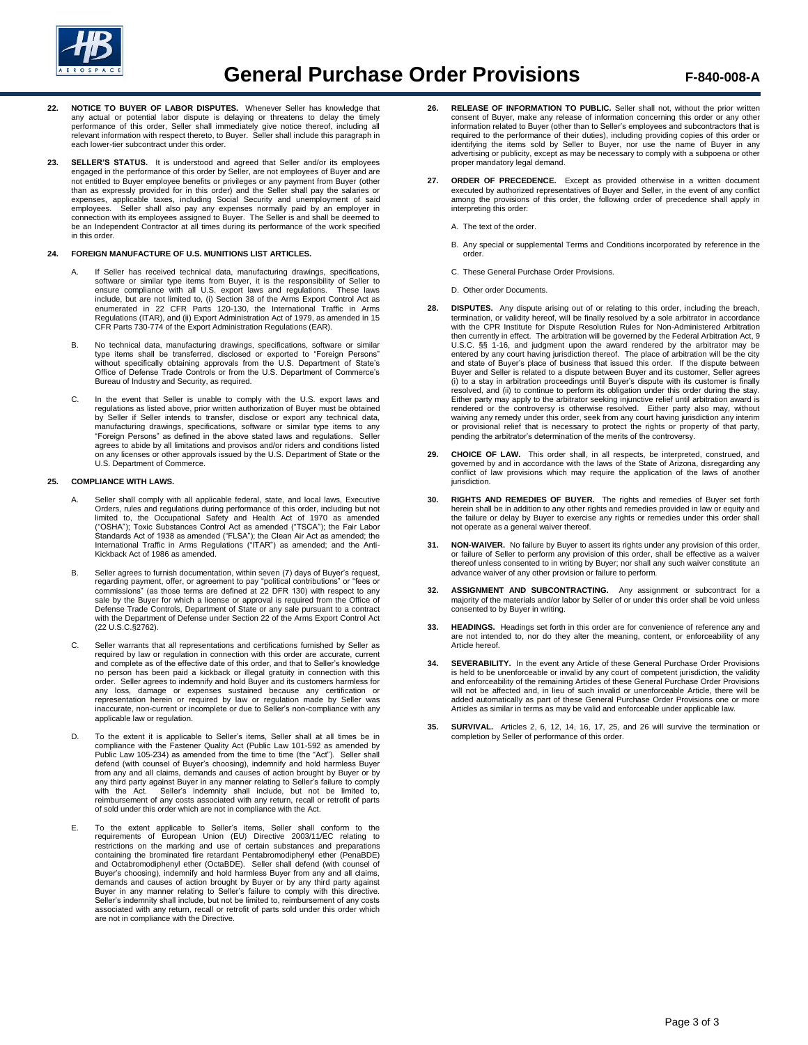# General Purchase Order Provisions

F-840-008-A

**22. NOTICE TO BUYER OF LABOR DISPUTES.** Whenever Seller has knowledge that any actual or potential labor dispute is delaying or threatens to delay the timely performance of this order, Seller shall immediately give notice thereof, including all relevant information with respect thereto, to Buyer. Seller shall include this paragraph in each lower-tier subcontract under this order.

**23. SELLER'S STATUS.** It is understood and agreed that Seller and/or its employees engaged in the performance of this order by Seller, are not employees of Buyer and are not entitled to Buyer employee benefits or privileges or any payment from Buyer (other than as expressly provided for in this order) and the Seller shall pay the salaries or expenses, applicable taxes, including Social Security and unemployment of said employees. Seller shall also pay any expenses normally paid by an employer in connection with its employees assigned to Buyer. The Seller is and shall be deemed to be an Independent Contractor at all times during its performance of the work specified in this order.

**24. FOREIGN MANUFACTURE OF U.S. MUNITIONS LIST ARTICLES.**

A. If Seller has received technical data, manufacturing drawings, specifications, software or similar type items from Buyer, it is the responsibility of Seller to ensure compliance with all U.S. export laws and regulations. These laws include, but are not limited to, (i) Section 38 of the Arms Export Control Act as enumerated in 22 CFR Parts 120-130, the International Traffic in Arms Regulations (ITAR), and (ii) Export Administration Act of 1979, as amended in 15 CFR Parts 730-774 of the Export Administration Regulations (EAR).

B. No technical data, manufacturing drawings, specifications, software or similar type items shall be transferred, disclosed or exported to "Foreign Persons" without specifically obtaining approvals from the U.S. Department of State's Office of Defense Trade Controls or from the U.S. Department of Commerce's Bureau of Industry and Security, as required.

C. In the event that Seller is unable to comply with the U.S. export laws and regulations as listed above, prior written authorization of Buyer must be obtained by Seller if Seller intends to transfer, disclose or export any technical data, manufacturing drawings, specifications, software or similar type items to any "Foreign Persons" as defined in the above stated laws and regulations. Seller agrees to abide by all limitations and provisos and/or riders and conditions listed on any licenses or other approvals issued by the U.S. Department of State or the U.S. Department of Commerce.

**25. COMPLIANCE WITH LAWS.**

A. Seller shall comply with all applicable federal, state, and local laws, Executive Orders, rules and regulations during performance of this order, including but not limited to, the Occupational Safety and Health Act of 1970 as amended ("OSHA"); Toxic Substances Control Act as amended ("TSCA"); the Fair Labor Standards Act of 1938 as amended ("FLSA"); the Clean Air Act as amended; the International Traffic in Arms Regulations ("ITAR") as amended; and the Anti-Kickback Act of 1986 as amended.

B. Seller agrees to furnish documentation, within seven (7) days of Buyer's request, regarding payment, offer, or agreement to pay "political contributions" or "fees or commissions" (as those terms are defined at 22 DFR 130) with respect to any sale by the Buyer for which a license or approval is required from the Office of Defense Trade Controls, Department of State or any sale pursuant to a contract with the Department of Defense under Section 22 of the Arms Export Control Act (22 U.S.C.§2762).

C. Seller warrants that all representations and certifications furnished by Seller as required by law or regulation in connection with this order are accurate, current and complete as of the effective date of this order, and that to Seller's knowledge no person has been paid a kickback or illegal gratuity in connection with this order. Seller agrees to indemnify and hold Buyer and its customers harmless for any loss, damage or expenses sustained because any certification or representation herein or required by law or regulation made by Seller was inaccurate, non-current or incomplete or due to Seller's non-compliance with any applicable law or regulation.

D. To the extent it is applicable to Seller's items, Seller shall at all times be in compliance with the Fastener Quality Act (Public Law 101-592 as amended by Public Law 105-234) as amended from the time to time (the "Act"). Seller shall defend (with counsel of Buyer's choosing), indemnify and hold harmless Buyer from any and all claims, demands and causes of action brought by Buyer or by any third party against Buyer in any manner relating to Seller's failure to comply with the Act. Seller's indemnity shall include, but not be limited to, reimbursement of any costs associated with any return, recall or retrofit of parts of sold under this order which are not in compliance with the Act.

E. To the extent applicable to Seller's items, Seller shall conform to the requirements of European Union (EU) Directive 2003/11/EC relating to restrictions on the marking and use of certain substances and preparations containing the brominated fire retardant Pentabromodiphenyl ether (PenaBDE) and Octabromodiphenyl ether (OctaBDE). Seller shall defend (with counsel of Buyer's choosing), indemnify and hold harmless Buyer from any and all claims, demands and causes of action brought by Buyer or by any third party against Buyer in any manner relating to Seller's failure to comply with this directive. Seller's indemnity shall include, but not be limited to, reimbursement of any costs associated with any return, recall or retrofit of parts sold under this order which are not in compliance with the Directive.

**26. RELEASE OF INFORMATION TO PUBLIC.** Seller shall not, without the prior written consent of Buyer, make any release of information concerning this order or any other information related to Buyer (other than to Seller's employees and subcontractors that is required to the performance of their duties), including providing copies of this order or identifying the items sold by Seller to Buyer, nor use the name of Buyer in any advertising or publicity, except as may be necessary to comply with a subpoena or other proper mandatory legal demand.

**27. ORDER OF PRECEDENCE.** Except as provided otherwise in a written document executed by authorized representatives of Buyer and Seller, in the event of any conflict among the provisions of this order, the following order of precedence shall apply in interpreting this order:

A. The text of the order.

B. Any special or supplemental Terms and Conditions incorporated by reference in the order.

C. These General Purchase Order Provisions.

D. Other order Documents.

**28. DISPUTES.** Any dispute arising out of or relating to this order, including the breach, termination, or validity hereof, will be finally resolved by a sole arbitrator in accordance with the CPR Institute for Dispute Resolution Rules for Non-Administered Arbitration then currently in effect. The arbitration will be governed by the Federal Arbitration Act, 9 U.S.C. §§ 1-16, and judgment upon the award rendered by the arbitrator may be entered by any court having jurisdiction thereof. The place of arbitration will be the city and state of Buyer's place of business that issued this order. If the dispute between Buyer and Seller is related to a dispute between Buyer and its customer, Seller agrees (i) to a stay in arbitration proceedings until Buyer's dispute with its customer is finally resolved, and (ii) to continue to perform its obligation under this order during the stay. Either party may apply to the arbitrator seeking injunctive relief until arbitration award is rendered or the controversy is otherwise resolved. Either party also may, without waiving any remedy under this order, seek from any court having jurisdiction any interim or provisional relief that is necessary to protect the rights or property of that party, pending the arbitrator's determination of the merits of the controversy.

**29. CHOICE OF LAW.** This order shall, in all respects, be interpreted, construed, and governed by and in accordance with the laws of the State of Arizona, disregarding any conflict of law provisions which may require the application of the laws of another jurisdiction.

**30. RIGHTS AND REMEDIES OF BUYER.** The rights and remedies of Buyer set forth herein shall be in addition to any other rights and remedies provided in law or equity and the failure or delay by Buyer to exercise any rights or remedies under this order shall not operate as a general waiver thereof.

**31. NON-WAIVER.** No failure by Buyer to assert its rights under any provision of this order, or failure of Seller to perform any provision of this order, shall be effective as a waiver thereof unless consented to in writing by Buyer; nor shall any such waiver constitute an advance waiver of any other provision or failure to perform.

**32. ASSIGNMENT AND SUBCONTRACTING.** Any assignment or subcontract for a majority of the materials and/or labor by Seller of or under this order shall be void unless consented to by Buyer in writing.

**33. HEADINGS.** Headings set forth in this order are for convenience of reference any and are not intended to, nor do they alter the meaning, content, or enforceability of any Article hereof.

**34. SEVERABILITY.** In the event any Article of these General Purchase Order Provisions is held to be unenforceable or invalid by any court of competent jurisdiction, the validity and enforceability of the remaining Articles of these General Purchase Order Provisions will not be affected and, in lieu of such invalid or unenforceable Article, there will be added automatically as part of these General Purchase Order Provisions one or more Articles as similar in terms as may be valid and enforceable under applicable law.

**35. SURVIVAL.** Articles 2, 6, 12, 14, 16, 17, 25, and 26 will survive the termination or completion by Seller of performance of this order.